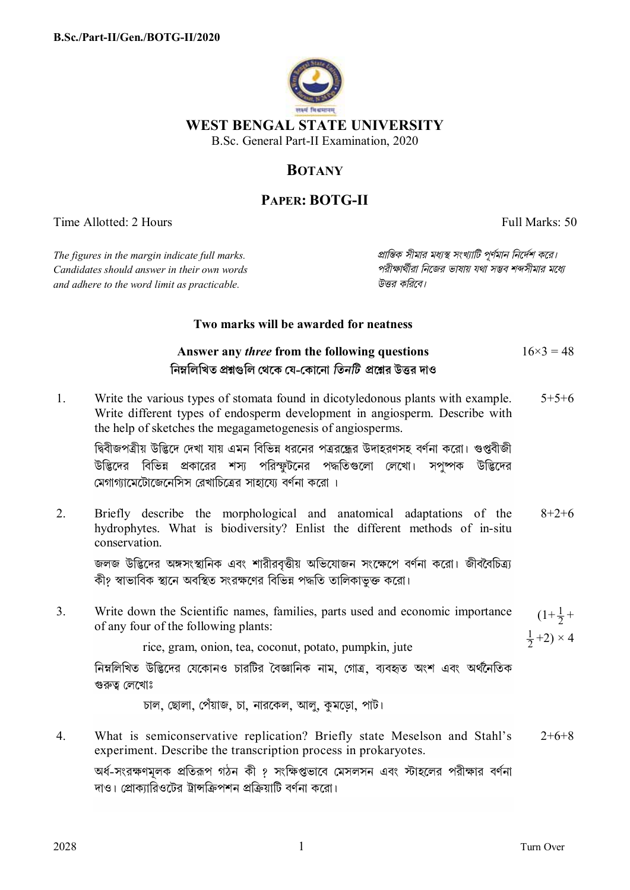**B.Sc./Part-II/Gen./BOTG-II/2020**

# WEST BENGAL STATE UNIVERSITY

B.Sc. General Part-II Examination, 2020

## BOTANY

## PAPER: BOTG-II

Time Allotted: 2 Hours Full Marks: 50

*The figures in the margin indicate full marks. Candidates should answer in their own words and adhere to the word limit as practicable.*

*প্রান্তিক সীমার মধ্যস্থ সংখ্যাটি পূর্ণমান নির্দেশ করে। পরীক্ষার্থীরা নিজের ভাষায় যথা সম্ভব শব্দসীমার মধ্যে উত্তর করিবে।*

**Two marks will be awarded for neatness**

**Answer any *three* from the following questions** $16 \times 3 = 48$

**নিম্নলিখিত প্রশ্নগুলি থেকে যে-কোনো *তিনটি* প্রশ্নের উত্তর দাও**

1. Write the various types of stomata found in dicotyledonous plants with example. Write different types of endosperm development in angiosperm. Describe with the help of sketches the megagametogenesis of angiosperms. 5+5+6

   দ্বিবীজপত্রীয় উদ্ভিদে দেখা যায় এমন বিভিন্ন ধরনের পত্ররন্ধ্রের উদাহরণসহ বর্ণনা করো। গুপ্তবীজী উদ্ভিদের বিভিন্ন প্রকারের শস্য পরিস্ফুটনের পদ্ধতিগুলো লেখো। সপুষ্পক উদ্ভিদের মেগাগ্যামেটোজেনেসিস রেখাচিত্রের সাহায্যে বর্ণনা করো ।

2. Briefly describe the morphological and anatomical adaptations of the hydrophytes. What is biodiversity? Enlist the different methods of in-situ conservation. 8+2+6

   জলজ উদ্ভিদের অঙ্গসংস্থানিক এবং শারীরবৃত্তীয় অভিযোজন সংক্ষেপে বর্ণনা করো। জীববৈচিত্র্য কী? স্বাভাবিক স্থানে অবস্থিত সংরক্ষণের বিভিন্ন পদ্ধতি তালিকাভুক্ত করো।

3. Write down the Scientific names, families, parts used and economic importance of any four of the following plants: $(1+\frac{1}{2}+\frac{1}{2}+2) \times 4$

   rice, gram, onion, tea, coconut, potato, pumpkin, jute

   নিম্নলিখিত উদ্ভিদের যেকোনও চারটির বৈজ্ঞানিক নাম, গোত্র, ব্যবহৃত অংশ এবং অর্থনৈতিক গুরুত্ব লেখোঃ

   চাল, ছোলা, পেঁয়াজ, চা, নারকেল, আলু, কুমড়ো, পাট।

4. What is semiconservative replication? Briefly state Meselson and Stahl's experiment. Describe the transcription process in prokaryotes. 2+6+8

   অর্ধ-সংরক্ষণমূলক প্রতিরূপ গঠন কী ? সংক্ষিপ্তভাবে মেসলসন এবং স্টাহলের পরীক্ষার বর্ণনা দাও। প্রোক্যারিওটের ট্রান্সক্রিপশন প্রক্রিয়াটি বর্ণনা করো।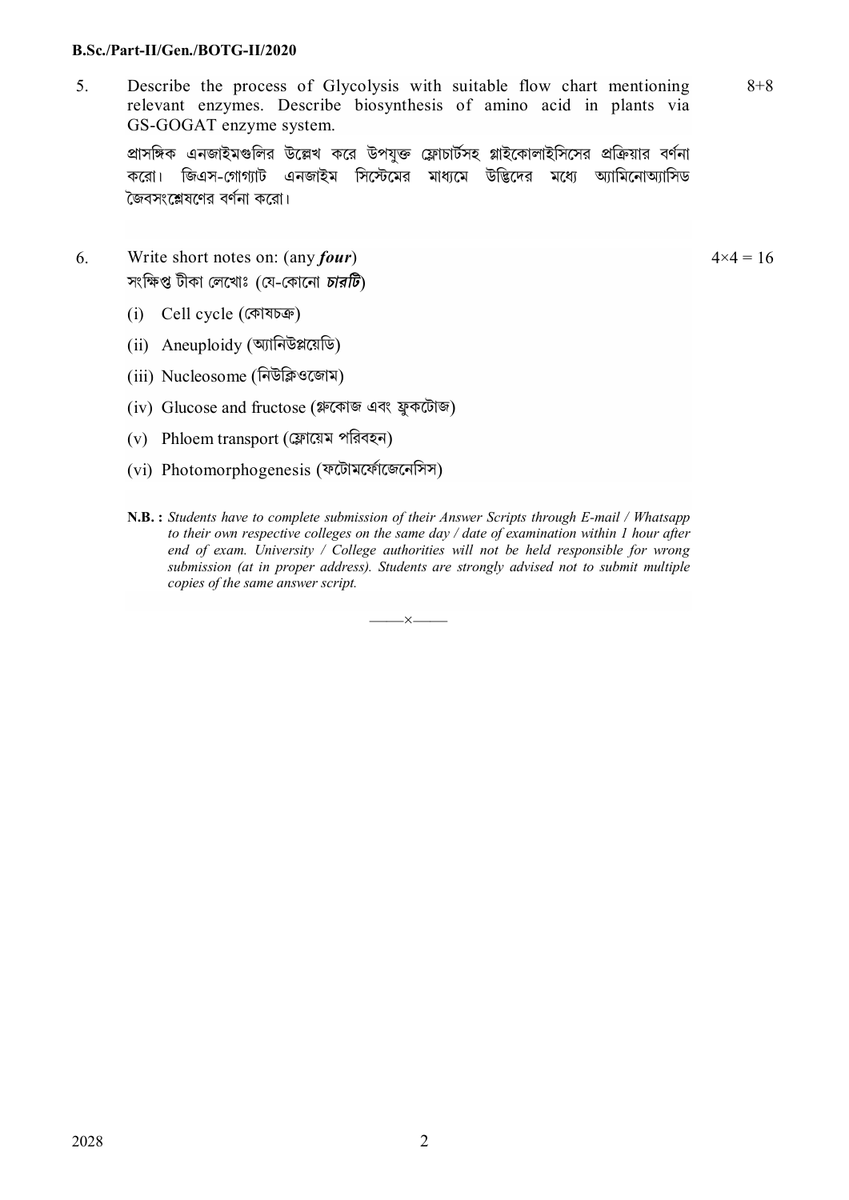5. Describe the process of Glycolysis with suitable flow chart mentioning relevant enzymes. Describe biosynthesis of amino acid in plants via GS-GOGAT enzyme system. 8+8

প্রাসঙ্গিক এনজাইমগুলির উল্লেখ করে উপযুক্ত ফ্লোচার্টসহ গ্লাইকোলাইসিসের প্রক্রিয়ার বর্ণনা করো। জিএস-গোগ্যাট এনজাইম সিস্টেমের মাধ্যমে উদ্ভিদের মধ্যে অ্যামিনোঅ্যাসিড জৈবসংশ্লেষণের বর্ণনা করো।

6. Write short notes on: (any ***four***) $4 \times 4 = 16$

সংক্ষিপ্ত টীকা লেখোঃ (যে-কোনো ***চারটি***)

(i) Cell cycle (কোষচক্র)

(ii) Aneuploidy (অ্যানিউপ্লয়েডি)

(iii) Nucleosome (নিউক্লিওজোম)

(iv) Glucose and fructose (গ্লুকোজ এবং ফ্রুকটোজ)

(v) Phloem transport (ফ্লোয়েম পরিবহন)

(vi) Photomorphogenesis (ফটোমর্ফোজেনেসিস)

**N.B. :** *Students have to complete submission of their Answer Scripts through E-mail / Whatsapp to their own respective colleges on the same day / date of examination within 1 hour after end of exam. University / College authorities will not be held responsible for wrong submission (at in proper address). Students are strongly advised not to submit multiple copies of the same answer script.*

——×——